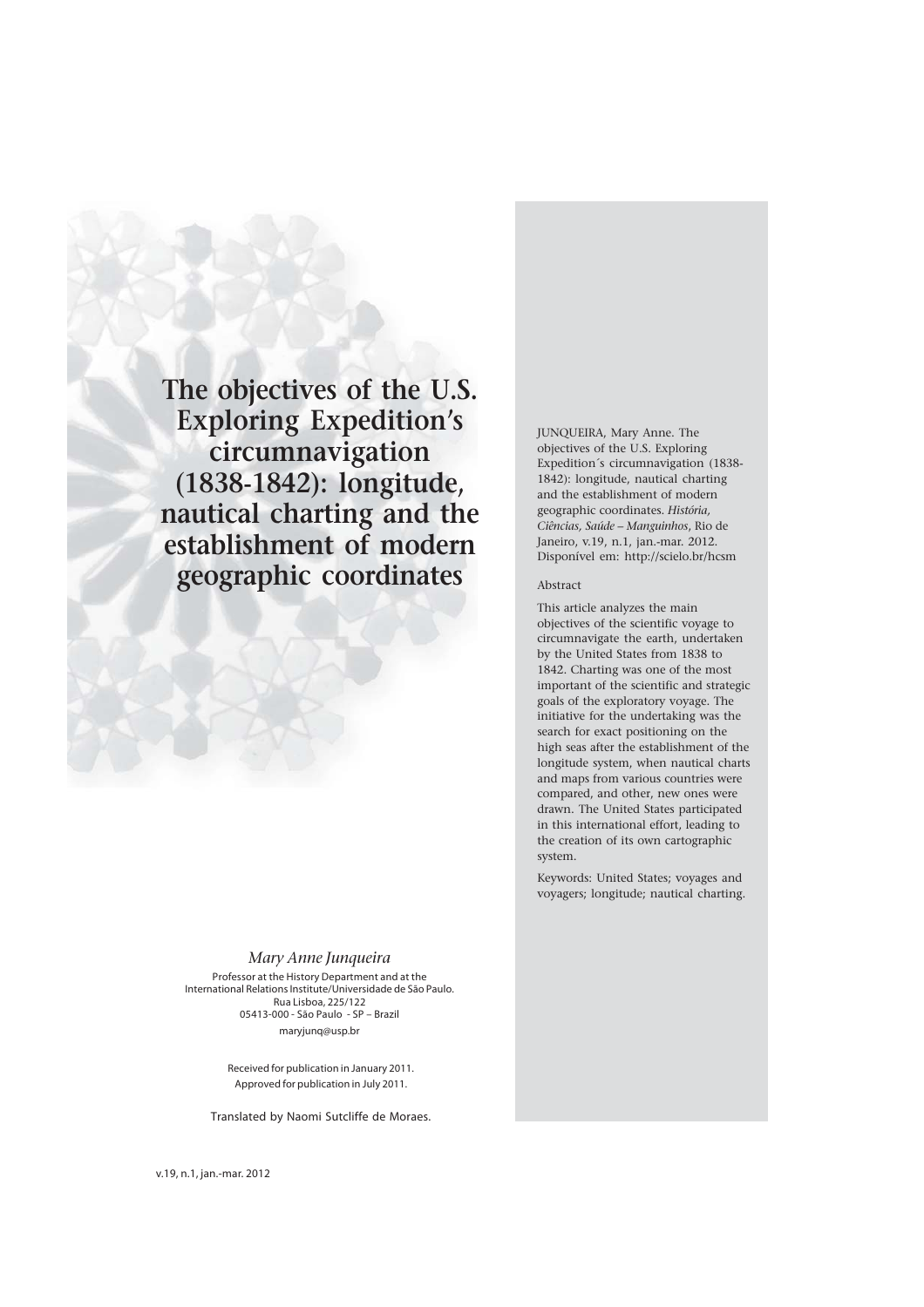# The objectives of the U.S. Exploring Expedition's circumnavigation (1838-1842): longitude, nautical charting and the establishment of modern geographic coordinates

*Mary Anne Junqueira*

Professor at the History Department and at the International Relations Institute/Universidade de São Paulo.
Rua Lisboa, 225/122
05413-000 - São Paulo - SP – Brazil
maryjunq@usp.br

Received for publication in January 2011.
Approved for publication in July 2011.

Translated by Naomi Sutcliffe de Moraes.

JUNQUEIRA, Mary Anne. The objectives of the U.S. Exploring Expedition´s circumnavigation (1838-1842): longitude, nautical charting and the establishment of modern geographic coordinates. *História, Ciências, Saúde – Manguinhos*, Rio de Janeiro, v.19, n.1, jan.-mar. 2012. Disponível em: http://scielo.br/hcsm

Abstract

This article analyzes the main objectives of the scientific voyage to circumnavigate the earth, undertaken by the United States from 1838 to 1842. Charting was one of the most important of the scientific and strategic goals of the exploratory voyage. The initiative for the undertaking was the search for exact positioning on the high seas after the establishment of the longitude system, when nautical charts and maps from various countries were compared, and other, new ones were drawn. The United States participated in this international effort, leading to the creation of its own cartographic system.

Keywords: United States; voyages and voyagers; longitude; nautical charting.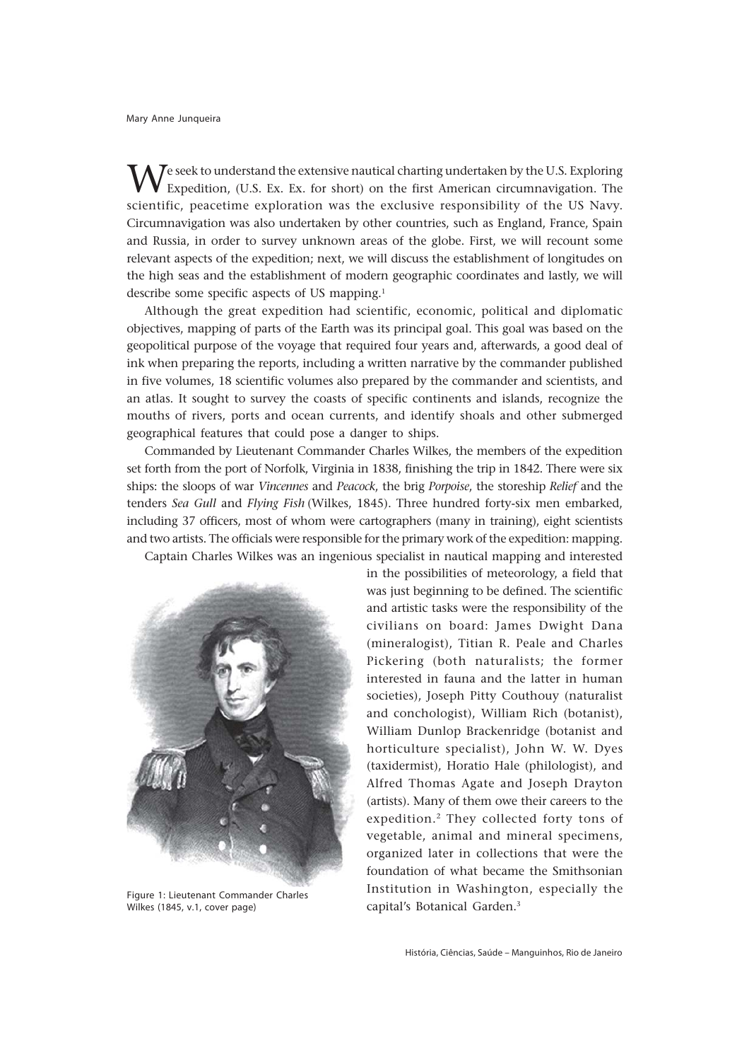We seek to understand the extensive nautical charting undertaken by the U.S. Exploring Expedition, (U.S. Ex. Ex. for short) on the first American circumnavigation. The scientific, peacetime exploration was the exclusive responsibility of the US Navy. Circumnavigation was also undertaken by other countries, such as England, France, Spain and Russia, in order to survey unknown areas of the globe. First, we will recount some relevant aspects of the expedition; next, we will discuss the establishment of longitudes on the high seas and the establishment of modern geographic coordinates and lastly, we will describe some specific aspects of US mapping.[1]

Although the great expedition had scientific, economic, political and diplomatic objectives, mapping of parts of the Earth was its principal goal. This goal was based on the geopolitical purpose of the voyage that required four years and, afterwards, a good deal of ink when preparing the reports, including a written narrative by the commander published in five volumes, 18 scientific volumes also prepared by the commander and scientists, and an atlas. It sought to survey the coasts of specific continents and islands, recognize the mouths of rivers, ports and ocean currents, and identify shoals and other submerged geographical features that could pose a danger to ships.

Commanded by Lieutenant Commander Charles Wilkes, the members of the expedition set forth from the port of Norfolk, Virginia in 1838, finishing the trip in 1842. There were six ships: the sloops of war *Vincennes* and *Peacock*, the brig *Porpoise*, the storeship *Relief* and the tenders *Sea Gull* and *Flying Fish* (Wilkes, 1845). Three hundred forty-six men embarked, including 37 officers, most of whom were cartographers (many in training), eight scientists and two artists. The officials were responsible for the primary work of the expedition: mapping.

Captain Charles Wilkes was an ingenious specialist in nautical mapping and interested in the possibilities of meteorology, a field that was just beginning to be defined. The scientific and artistic tasks were the responsibility of the civilians on board: James Dwight Dana (mineralogist), Titian R. Peale and Charles Pickering (both naturalists; the former interested in fauna and the latter in human societies), Joseph Pitty Couthouy (naturalist and conchologist), William Rich (botanist), William Dunlop Brackenridge (botanist and horticulture specialist), John W. W. Dyes (taxidermist), Horatio Hale (philologist), and Alfred Thomas Agate and Joseph Drayton (artists). Many of them owe their careers to the expedition.[2] They collected forty tons of vegetable, animal and mineral specimens, organized later in collections that were the foundation of what became the Smithsonian Institution in Washington, especially the capital's Botanical Garden.[3]

Figure 1: Lieutenant Commander Charles Wilkes (1845, v.1, cover page)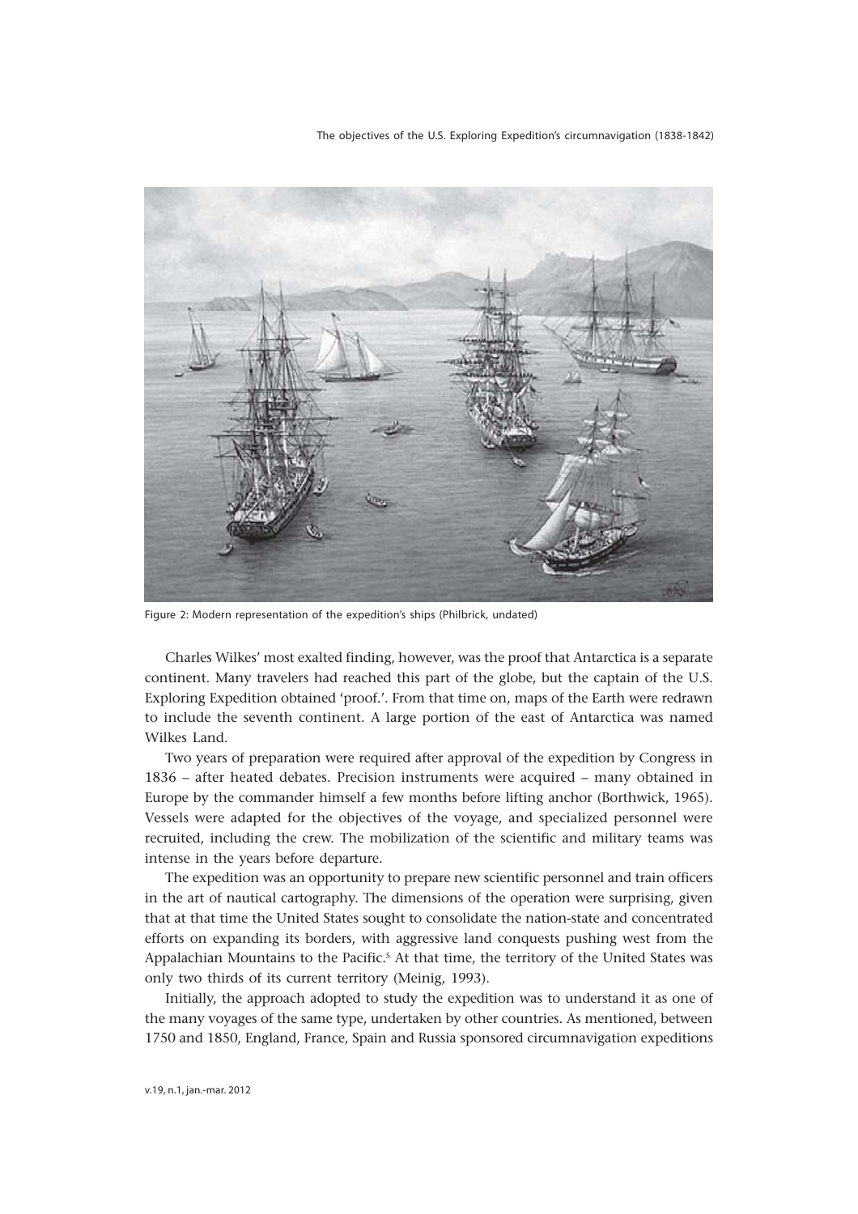Figure 2: Modern representation of the expedition's ships (Philbrick, undated)

Charles Wilkes' most exalted finding, however, was the proof that Antarctica is a separate continent. Many travelers had reached this part of the globe, but the captain of the U.S. Exploring Expedition obtained 'proof.'. From that time on, maps of the Earth were redrawn to include the seventh continent. A large portion of the east of Antarctica was named Wilkes Land.

Two years of preparation were required after approval of the expedition by Congress in 1836 – after heated debates. Precision instruments were acquired – many obtained in Europe by the commander himself a few months before lifting anchor (Borthwick, 1965). Vessels were adapted for the objectives of the voyage, and specialized personnel were recruited, including the crew. The mobilization of the scientific and military teams was intense in the years before departure.

The expedition was an opportunity to prepare new scientific personnel and train officers in the art of nautical cartography. The dimensions of the operation were surprising, given that at that time the United States sought to consolidate the nation-state and concentrated efforts on expanding its borders, with aggressive land conquests pushing west from the Appalachian Mountains to the Pacific.[5] At that time, the territory of the United States was only two thirds of its current territory (Meinig, 1993).

Initially, the approach adopted to study the expedition was to understand it as one of the many voyages of the same type, undertaken by other countries. As mentioned, between 1750 and 1850, England, France, Spain and Russia sponsored circumnavigation expeditions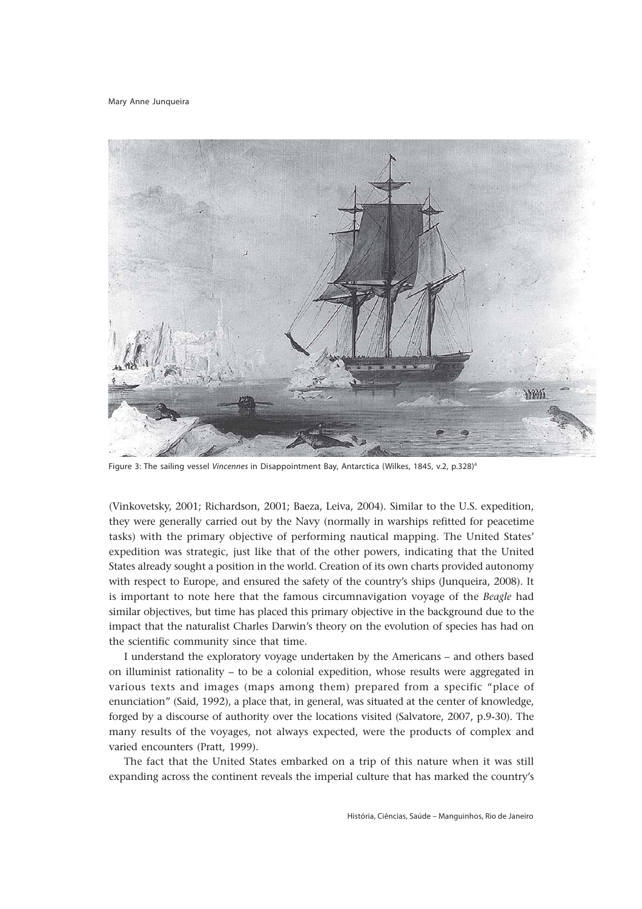Figure 3: The sailing vessel *Vincennes* in Disappointment Bay, Antarctica (Wilkes, 1845, v.2, p.328)[4]

(Vinkovetsky, 2001; Richardson, 2001; Baeza, Leiva, 2004). Similar to the U.S. expedition, they were generally carried out by the Navy (normally in warships refitted for peacetime tasks) with the primary objective of performing nautical mapping. The United States' expedition was strategic, just like that of the other powers, indicating that the United States already sought a position in the world. Creation of its own charts provided autonomy with respect to Europe, and ensured the safety of the country's ships (Junqueira, 2008). It is important to note here that the famous circumnavigation voyage of the *Beagle* had similar objectives, but time has placed this primary objective in the background due to the impact that the naturalist Charles Darwin's theory on the evolution of species has had on the scientific community since that time.

I understand the exploratory voyage undertaken by the Americans – and others based on illuminist rationality – to be a colonial expedition, whose results were aggregated in various texts and images (maps among them) prepared from a specific "place of enunciation" (Said, 1992), a place that, in general, was situated at the center of knowledge, forged by a discourse of authority over the locations visited (Salvatore, 2007, p.9-30). The many results of the voyages, not always expected, were the products of complex and varied encounters (Pratt, 1999).

The fact that the United States embarked on a trip of this nature when it was still expanding across the continent reveals the imperial culture that has marked the country's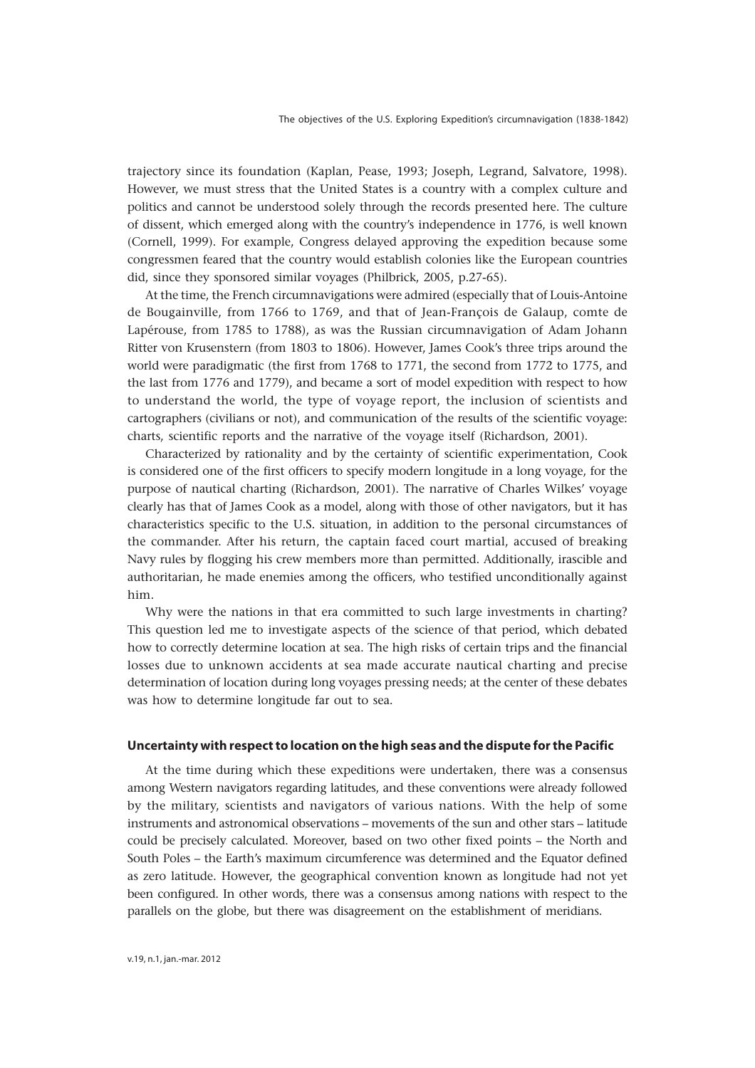trajectory since its foundation (Kaplan, Pease, 1993; Joseph, Legrand, Salvatore, 1998). However, we must stress that the United States is a country with a complex culture and politics and cannot be understood solely through the records presented here. The culture of dissent, which emerged along with the country's independence in 1776, is well known (Cornell, 1999). For example, Congress delayed approving the expedition because some congressmen feared that the country would establish colonies like the European countries did, since they sponsored similar voyages (Philbrick, 2005, p.27-65).

At the time, the French circumnavigations were admired (especially that of Louis-Antoine de Bougainville, from 1766 to 1769, and that of Jean-François de Galaup, comte de Lapérouse, from 1785 to 1788), as was the Russian circumnavigation of Adam Johann Ritter von Krusenstern (from 1803 to 1806). However, James Cook's three trips around the world were paradigmatic (the first from 1768 to 1771, the second from 1772 to 1775, and the last from 1776 and 1779), and became a sort of model expedition with respect to how to understand the world, the type of voyage report, the inclusion of scientists and cartographers (civilians or not), and communication of the results of the scientific voyage: charts, scientific reports and the narrative of the voyage itself (Richardson, 2001).

Characterized by rationality and by the certainty of scientific experimentation, Cook is considered one of the first officers to specify modern longitude in a long voyage, for the purpose of nautical charting (Richardson, 2001). The narrative of Charles Wilkes' voyage clearly has that of James Cook as a model, along with those of other navigators, but it has characteristics specific to the U.S. situation, in addition to the personal circumstances of the commander. After his return, the captain faced court martial, accused of breaking Navy rules by flogging his crew members more than permitted. Additionally, irascible and authoritarian, he made enemies among the officers, who testified unconditionally against him.

Why were the nations in that era committed to such large investments in charting? This question led me to investigate aspects of the science of that period, which debated how to correctly determine location at sea. The high risks of certain trips and the financial losses due to unknown accidents at sea made accurate nautical charting and precise determination of location during long voyages pressing needs; at the center of these debates was how to determine longitude far out to sea.

## Uncertainty with respect to location on the high seas and the dispute for the Pacific

At the time during which these expeditions were undertaken, there was a consensus among Western navigators regarding latitudes, and these conventions were already followed by the military, scientists and navigators of various nations. With the help of some instruments and astronomical observations – movements of the sun and other stars – latitude could be precisely calculated. Moreover, based on two other fixed points – the North and South Poles – the Earth's maximum circumference was determined and the Equator defined as zero latitude. However, the geographical convention known as longitude had not yet been configured. In other words, there was a consensus among nations with respect to the parallels on the globe, but there was disagreement on the establishment of meridians.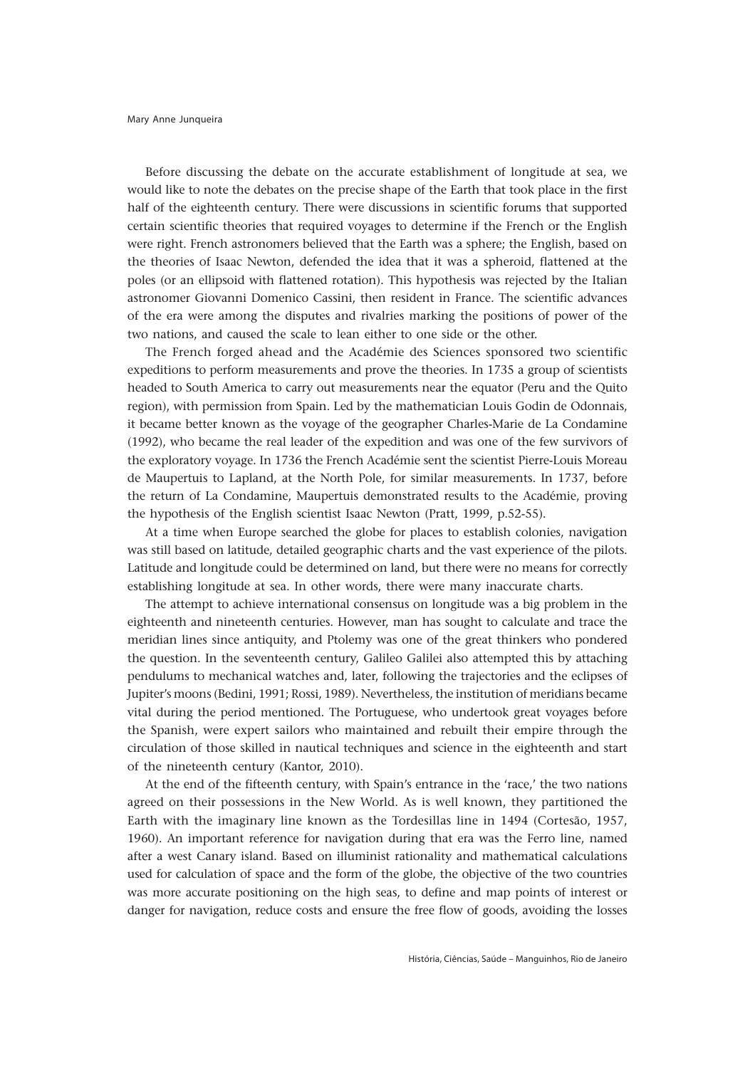Before discussing the debate on the accurate establishment of longitude at sea, we would like to note the debates on the precise shape of the Earth that took place in the first half of the eighteenth century. There were discussions in scientific forums that supported certain scientific theories that required voyages to determine if the French or the English were right. French astronomers believed that the Earth was a sphere; the English, based on the theories of Isaac Newton, defended the idea that it was a spheroid, flattened at the poles (or an ellipsoid with flattened rotation). This hypothesis was rejected by the Italian astronomer Giovanni Domenico Cassini, then resident in France. The scientific advances of the era were among the disputes and rivalries marking the positions of power of the two nations, and caused the scale to lean either to one side or the other.

The French forged ahead and the Académie des Sciences sponsored two scientific expeditions to perform measurements and prove the theories. In 1735 a group of scientists headed to South America to carry out measurements near the equator (Peru and the Quito region), with permission from Spain. Led by the mathematician Louis Godin de Odonnais, it became better known as the voyage of the geographer Charles-Marie de La Condamine (1992), who became the real leader of the expedition and was one of the few survivors of the exploratory voyage. In 1736 the French Académie sent the scientist Pierre-Louis Moreau de Maupertuis to Lapland, at the North Pole, for similar measurements. In 1737, before the return of La Condamine, Maupertuis demonstrated results to the Académie, proving the hypothesis of the English scientist Isaac Newton (Pratt, 1999, p.52-55).

At a time when Europe searched the globe for places to establish colonies, navigation was still based on latitude, detailed geographic charts and the vast experience of the pilots. Latitude and longitude could be determined on land, but there were no means for correctly establishing longitude at sea. In other words, there were many inaccurate charts.

The attempt to achieve international consensus on longitude was a big problem in the eighteenth and nineteenth centuries. However, man has sought to calculate and trace the meridian lines since antiquity, and Ptolemy was one of the great thinkers who pondered the question. In the seventeenth century, Galileo Galilei also attempted this by attaching pendulums to mechanical watches and, later, following the trajectories and the eclipses of Jupiter's moons (Bedini, 1991; Rossi, 1989). Nevertheless, the institution of meridians became vital during the period mentioned. The Portuguese, who undertook great voyages before the Spanish, were expert sailors who maintained and rebuilt their empire through the circulation of those skilled in nautical techniques and science in the eighteenth and start of the nineteenth century (Kantor, 2010).

At the end of the fifteenth century, with Spain's entrance in the 'race,' the two nations agreed on their possessions in the New World. As is well known, they partitioned the Earth with the imaginary line known as the Tordesillas line in 1494 (Cortesão, 1957, 1960). An important reference for navigation during that era was the Ferro line, named after a west Canary island. Based on illuminist rationality and mathematical calculations used for calculation of space and the form of the globe, the objective of the two countries was more accurate positioning on the high seas, to define and map points of interest or danger for navigation, reduce costs and ensure the free flow of goods, avoiding the losses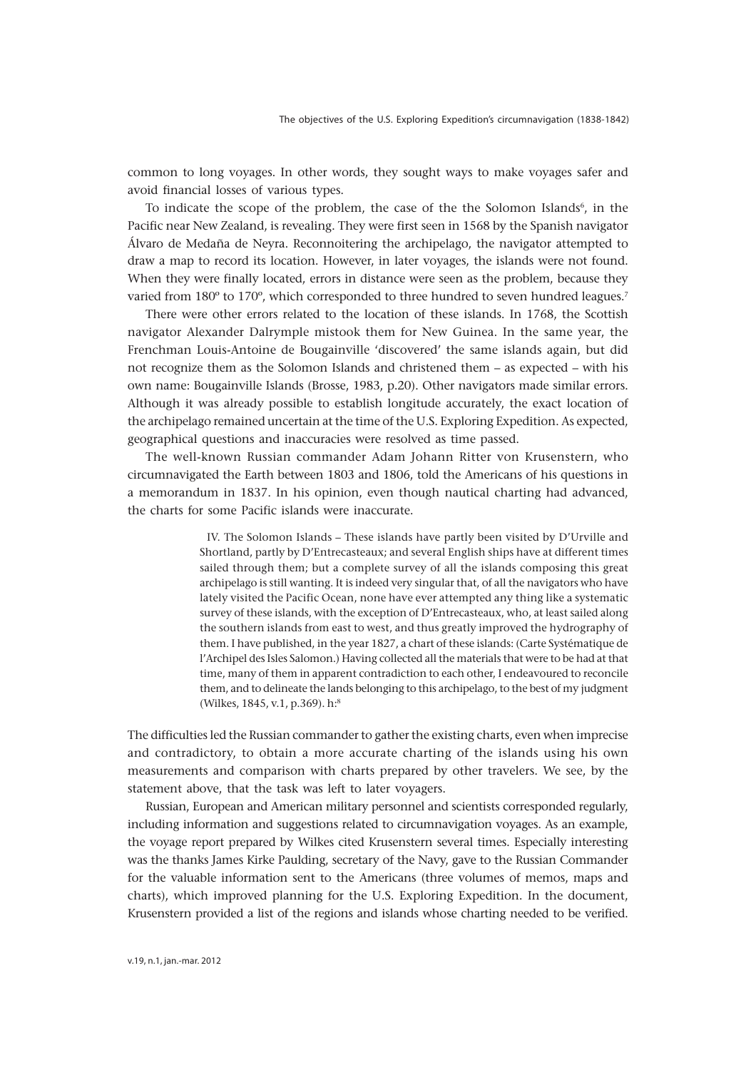common to long voyages. In other words, they sought ways to make voyages safer and avoid financial losses of various types.

To indicate the scope of the problem, the case of the the Solomon Islands[6], in the Pacific near New Zealand, is revealing. They were first seen in 1568 by the Spanish navigator Álvaro de Medaña de Neyra. Reconnoitering the archipelago, the navigator attempted to draw a map to record its location. However, in later voyages, the islands were not found. When they were finally located, errors in distance were seen as the problem, because they varied from 180º to 170º, which corresponded to three hundred to seven hundred leagues.[7]

There were other errors related to the location of these islands. In 1768, the Scottish navigator Alexander Dalrymple mistook them for New Guinea. In the same year, the Frenchman Louis-Antoine de Bougainville 'discovered' the same islands again, but did not recognize them as the Solomon Islands and christened them – as expected – with his own name: Bougainville Islands (Brosse, 1983, p.20). Other navigators made similar errors. Although it was already possible to establish longitude accurately, the exact location of the archipelago remained uncertain at the time of the U.S. Exploring Expedition. As expected, geographical questions and inaccuracies were resolved as time passed.

The well-known Russian commander Adam Johann Ritter von Krusenstern, who circumnavigated the Earth between 1803 and 1806, told the Americans of his questions in a memorandum in 1837. In his opinion, even though nautical charting had advanced, the charts for some Pacific islands were inaccurate.

> IV. The Solomon Islands – These islands have partly been visited by D'Urville and Shortland, partly by D'Entrecasteaux; and several English ships have at different times sailed through them; but a complete survey of all the islands composing this great archipelago is still wanting. It is indeed very singular that, of all the navigators who have lately visited the Pacific Ocean, none have ever attempted any thing like a systematic survey of these islands, with the exception of D'Entrecasteaux, who, at least sailed along the southern islands from east to west, and thus greatly improved the hydrography of them. I have published, in the year 1827, a chart of these islands: (Carte Systématique de l'Archipel des Isles Salomon.) Having collected all the materials that were to be had at that time, many of them in apparent contradiction to each other, I endeavoured to reconcile them, and to delineate the lands belonging to this archipelago, to the best of my judgment (Wilkes, 1845, v.1, p.369). h:[8]

The difficulties led the Russian commander to gather the existing charts, even when imprecise and contradictory, to obtain a more accurate charting of the islands using his own measurements and comparison with charts prepared by other travelers. We see, by the statement above, that the task was left to later voyagers.

Russian, European and American military personnel and scientists corresponded regularly, including information and suggestions related to circumnavigation voyages. As an example, the voyage report prepared by Wilkes cited Krusenstern several times. Especially interesting was the thanks James Kirke Paulding, secretary of the Navy, gave to the Russian Commander for the valuable information sent to the Americans (three volumes of memos, maps and charts), which improved planning for the U.S. Exploring Expedition. In the document, Krusenstern provided a list of the regions and islands whose charting needed to be verified.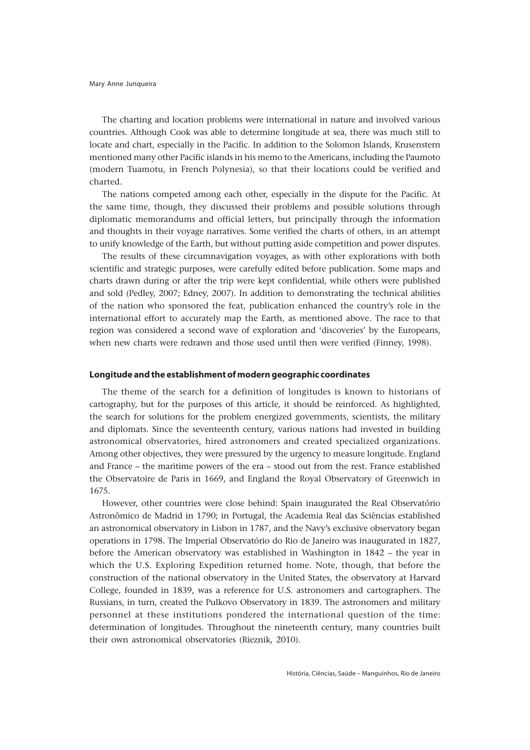The charting and location problems were international in nature and involved various countries. Although Cook was able to determine longitude at sea, there was much still to locate and chart, especially in the Pacific. In addition to the Solomon Islands, Krusenstern mentioned many other Pacific islands in his memo to the Americans, including the Paumoto (modern Tuamotu, in French Polynesia), so that their locations could be verified and charted.

The nations competed among each other, especially in the dispute for the Pacific. At the same time, though, they discussed their problems and possible solutions through diplomatic memorandums and official letters, but principally through the information and thoughts in their voyage narratives. Some verified the charts of others, in an attempt to unify knowledge of the Earth, but without putting aside competition and power disputes.

The results of these circumnavigation voyages, as with other explorations with both scientific and strategic purposes, were carefully edited before publication. Some maps and charts drawn during or after the trip were kept confidential, while others were published and sold (Pedley, 2007; Edney, 2007). In addition to demonstrating the technical abilities of the nation who sponsored the feat, publication enhanced the country's role in the international effort to accurately map the Earth, as mentioned above. The race to that region was considered a second wave of exploration and 'discoveries' by the Europeans, when new charts were redrawn and those used until then were verified (Finney, 1998).

### Longitude and the establishment of modern geographic coordinates

The theme of the search for a definition of longitudes is known to historians of cartography, but for the purposes of this article, it should be reinforced. As highlighted, the search for solutions for the problem energized governments, scientists, the military and diplomats. Since the seventeenth century, various nations had invested in building astronomical observatories, hired astronomers and created specialized organizations. Among other objectives, they were pressured by the urgency to measure longitude. England and France – the maritime powers of the era – stood out from the rest. France established the Observatoire de Paris in 1669, and England the Royal Observatory of Greenwich in 1675.

However, other countries were close behind: Spain inaugurated the Real Observatório Astronômico de Madrid in 1790; in Portugal, the Academia Real das Sciências established an astronomical observatory in Lisbon in 1787, and the Navy's exclusive observatory began operations in 1798. The Imperial Observatório do Rio de Janeiro was inaugurated in 1827, before the American observatory was established in Washington in 1842 – the year in which the U.S. Exploring Expedition returned home. Note, though, that before the construction of the national observatory in the United States, the observatory at Harvard College, founded in 1839, was a reference for U.S. astronomers and cartographers. The Russians, in turn, created the Pulkovo Observatory in 1839. The astronomers and military personnel at these institutions pondered the international question of the time: determination of longitudes. Throughout the nineteenth century, many countries built their own astronomical observatories (Rieznik, 2010).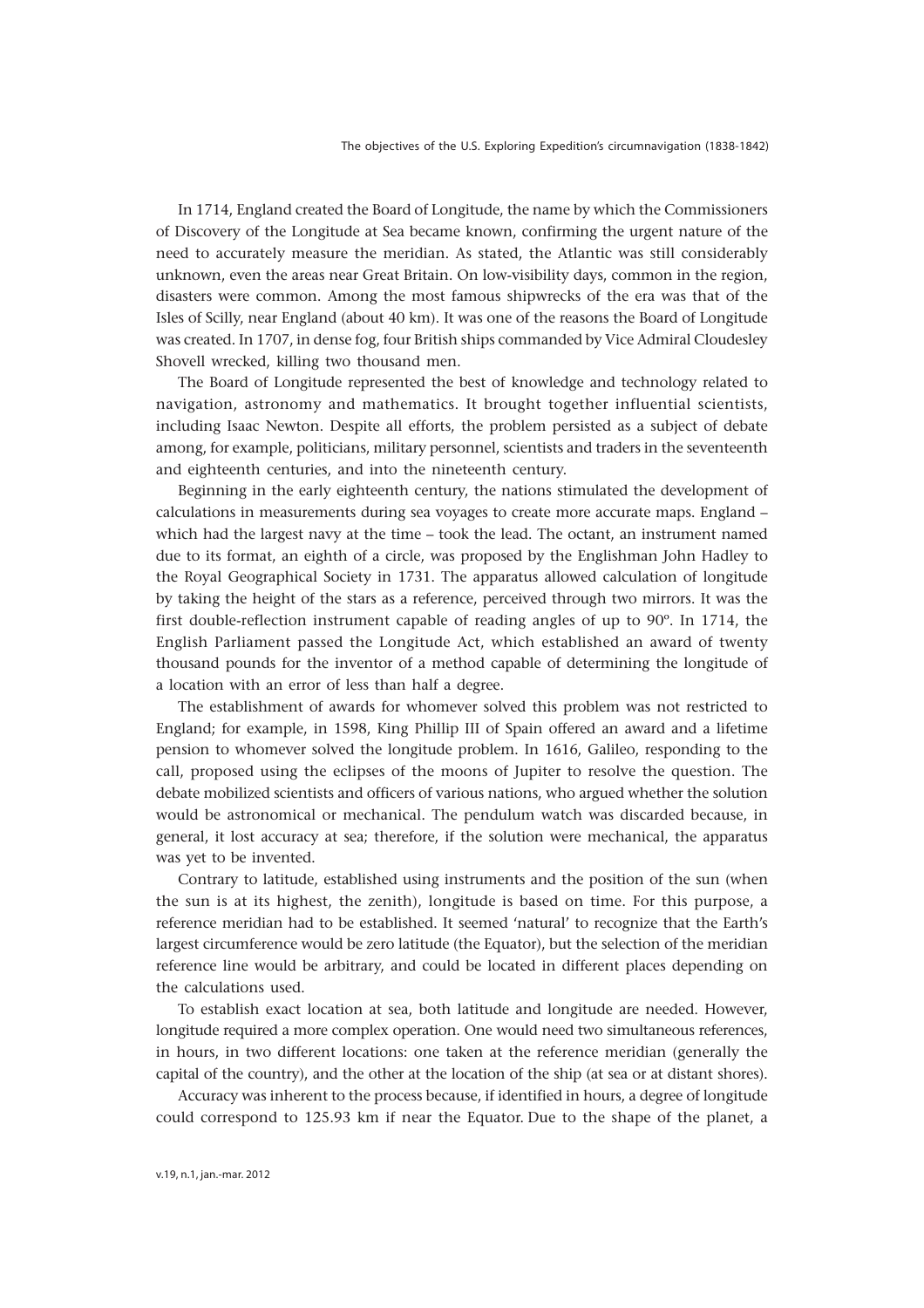In 1714, England created the Board of Longitude, the name by which the Commissioners of Discovery of the Longitude at Sea became known, confirming the urgent nature of the need to accurately measure the meridian. As stated, the Atlantic was still considerably unknown, even the areas near Great Britain. On low-visibility days, common in the region, disasters were common. Among the most famous shipwrecks of the era was that of the Isles of Scilly, near England (about 40 km). It was one of the reasons the Board of Longitude was created. In 1707, in dense fog, four British ships commanded by Vice Admiral Cloudesley Shovell wrecked, killing two thousand men.

The Board of Longitude represented the best of knowledge and technology related to navigation, astronomy and mathematics. It brought together influential scientists, including Isaac Newton. Despite all efforts, the problem persisted as a subject of debate among, for example, politicians, military personnel, scientists and traders in the seventeenth and eighteenth centuries, and into the nineteenth century.

Beginning in the early eighteenth century, the nations stimulated the development of calculations in measurements during sea voyages to create more accurate maps. England – which had the largest navy at the time – took the lead. The octant, an instrument named due to its format, an eighth of a circle, was proposed by the Englishman John Hadley to the Royal Geographical Society in 1731. The apparatus allowed calculation of longitude by taking the height of the stars as a reference, perceived through two mirrors. It was the first double-reflection instrument capable of reading angles of up to 90º. In 1714, the English Parliament passed the Longitude Act, which established an award of twenty thousand pounds for the inventor of a method capable of determining the longitude of a location with an error of less than half a degree.

The establishment of awards for whomever solved this problem was not restricted to England; for example, in 1598, King Phillip III of Spain offered an award and a lifetime pension to whomever solved the longitude problem. In 1616, Galileo, responding to the call, proposed using the eclipses of the moons of Jupiter to resolve the question. The debate mobilized scientists and officers of various nations, who argued whether the solution would be astronomical or mechanical. The pendulum watch was discarded because, in general, it lost accuracy at sea; therefore, if the solution were mechanical, the apparatus was yet to be invented.

Contrary to latitude, established using instruments and the position of the sun (when the sun is at its highest, the zenith), longitude is based on time. For this purpose, a reference meridian had to be established. It seemed 'natural' to recognize that the Earth's largest circumference would be zero latitude (the Equator), but the selection of the meridian reference line would be arbitrary, and could be located in different places depending on the calculations used.

To establish exact location at sea, both latitude and longitude are needed. However, longitude required a more complex operation. One would need two simultaneous references, in hours, in two different locations: one taken at the reference meridian (generally the capital of the country), and the other at the location of the ship (at sea or at distant shores).

Accuracy was inherent to the process because, if identified in hours, a degree of longitude could correspond to 125.93 km if near the Equator. Due to the shape of the planet, a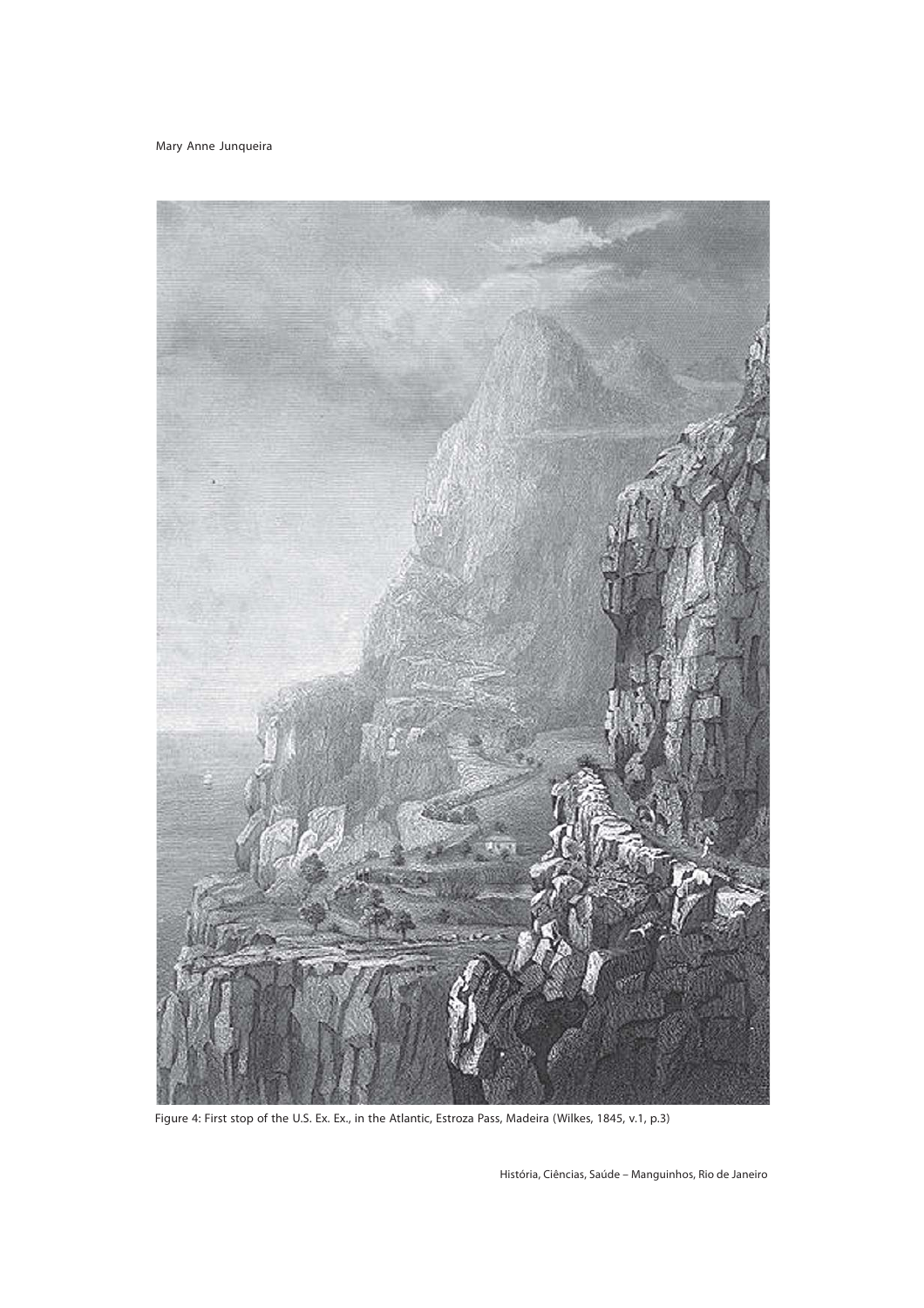Figure 4: First stop of the U.S. Ex. Ex., in the Atlantic, Estroza Pass, Madeira (Wilkes, 1845, v.1, p.3)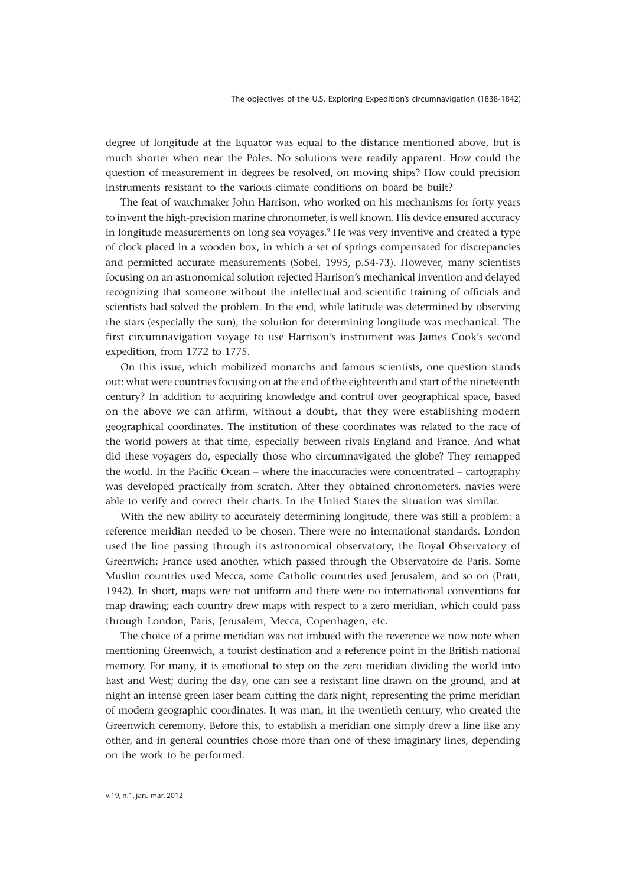degree of longitude at the Equator was equal to the distance mentioned above, but is much shorter when near the Poles. No solutions were readily apparent. How could the question of measurement in degrees be resolved, on moving ships? How could precision instruments resistant to the various climate conditions on board be built?

The feat of watchmaker John Harrison, who worked on his mechanisms for forty years to invent the high-precision marine chronometer, is well known. His device ensured accuracy in longitude measurements on long sea voyages.[9] He was very inventive and created a type of clock placed in a wooden box, in which a set of springs compensated for discrepancies and permitted accurate measurements (Sobel, 1995, p.54-73). However, many scientists focusing on an astronomical solution rejected Harrison's mechanical invention and delayed recognizing that someone without the intellectual and scientific training of officials and scientists had solved the problem. In the end, while latitude was determined by observing the stars (especially the sun), the solution for determining longitude was mechanical. The first circumnavigation voyage to use Harrison's instrument was James Cook's second expedition, from 1772 to 1775.

On this issue, which mobilized monarchs and famous scientists, one question stands out: what were countries focusing on at the end of the eighteenth and start of the nineteenth century? In addition to acquiring knowledge and control over geographical space, based on the above we can affirm, without a doubt, that they were establishing modern geographical coordinates. The institution of these coordinates was related to the race of the world powers at that time, especially between rivals England and France. And what did these voyagers do, especially those who circumnavigated the globe? They remapped the world. In the Pacific Ocean – where the inaccuracies were concentrated – cartography was developed practically from scratch. After they obtained chronometers, navies were able to verify and correct their charts. In the United States the situation was similar.

With the new ability to accurately determining longitude, there was still a problem: a reference meridian needed to be chosen. There were no international standards. London used the line passing through its astronomical observatory, the Royal Observatory of Greenwich; France used another, which passed through the Observatoire de Paris. Some Muslim countries used Mecca, some Catholic countries used Jerusalem, and so on (Pratt, 1942). In short, maps were not uniform and there were no international conventions for map drawing; each country drew maps with respect to a zero meridian, which could pass through London, Paris, Jerusalem, Mecca, Copenhagen, etc.

The choice of a prime meridian was not imbued with the reverence we now note when mentioning Greenwich, a tourist destination and a reference point in the British national memory. For many, it is emotional to step on the zero meridian dividing the world into East and West; during the day, one can see a resistant line drawn on the ground, and at night an intense green laser beam cutting the dark night, representing the prime meridian of modern geographic coordinates. It was man, in the twentieth century, who created the Greenwich ceremony. Before this, to establish a meridian one simply drew a line like any other, and in general countries chose more than one of these imaginary lines, depending on the work to be performed.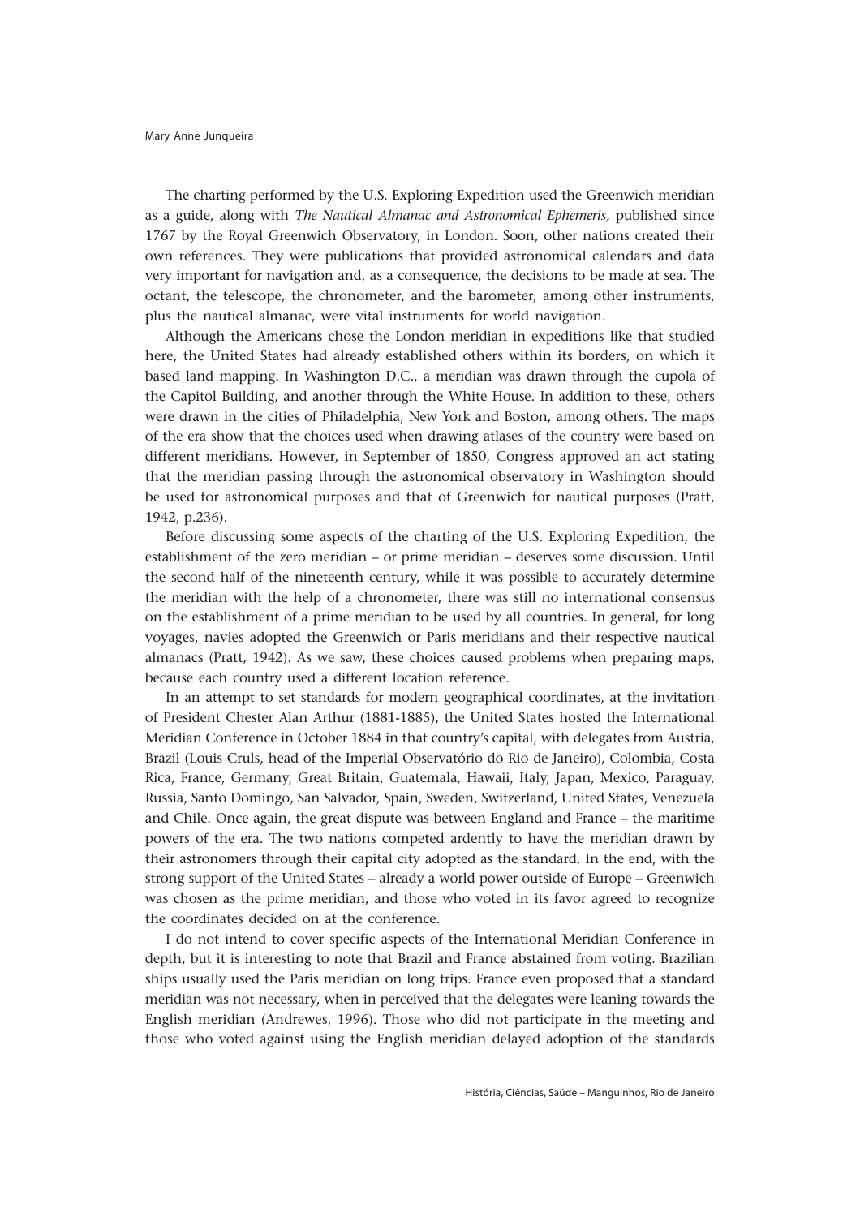The charting performed by the U.S. Exploring Expedition used the Greenwich meridian as a guide, along with *The Nautical Almanac and Astronomical Ephemeris,* published since 1767 by the Royal Greenwich Observatory, in London. Soon, other nations created their own references. They were publications that provided astronomical calendars and data very important for navigation and, as a consequence, the decisions to be made at sea. The octant, the telescope, the chronometer, and the barometer, among other instruments, plus the nautical almanac, were vital instruments for world navigation.

Although the Americans chose the London meridian in expeditions like that studied here, the United States had already established others within its borders, on which it based land mapping. In Washington D.C., a meridian was drawn through the cupola of the Capitol Building, and another through the White House. In addition to these, others were drawn in the cities of Philadelphia, New York and Boston, among others. The maps of the era show that the choices used when drawing atlases of the country were based on different meridians. However, in September of 1850, Congress approved an act stating that the meridian passing through the astronomical observatory in Washington should be used for astronomical purposes and that of Greenwich for nautical purposes (Pratt, 1942, p.236).

Before discussing some aspects of the charting of the U.S. Exploring Expedition, the establishment of the zero meridian – or prime meridian – deserves some discussion. Until the second half of the nineteenth century, while it was possible to accurately determine the meridian with the help of a chronometer, there was still no international consensus on the establishment of a prime meridian to be used by all countries. In general, for long voyages, navies adopted the Greenwich or Paris meridians and their respective nautical almanacs (Pratt, 1942). As we saw, these choices caused problems when preparing maps, because each country used a different location reference.

In an attempt to set standards for modern geographical coordinates, at the invitation of President Chester Alan Arthur (1881-1885), the United States hosted the International Meridian Conference in October 1884 in that country's capital, with delegates from Austria, Brazil (Louis Cruls, head of the Imperial Observatório do Rio de Janeiro), Colombia, Costa Rica, France, Germany, Great Britain, Guatemala, Hawaii, Italy, Japan, Mexico, Paraguay, Russia, Santo Domingo, San Salvador, Spain, Sweden, Switzerland, United States, Venezuela and Chile. Once again, the great dispute was between England and France – the maritime powers of the era. The two nations competed ardently to have the meridian drawn by their astronomers through their capital city adopted as the standard. In the end, with the strong support of the United States – already a world power outside of Europe – Greenwich was chosen as the prime meridian, and those who voted in its favor agreed to recognize the coordinates decided on at the conference.

I do not intend to cover specific aspects of the International Meridian Conference in depth, but it is interesting to note that Brazil and France abstained from voting. Brazilian ships usually used the Paris meridian on long trips. France even proposed that a standard meridian was not necessary, when in perceived that the delegates were leaning towards the English meridian (Andrewes, 1996). Those who did not participate in the meeting and those who voted against using the English meridian delayed adoption of the standards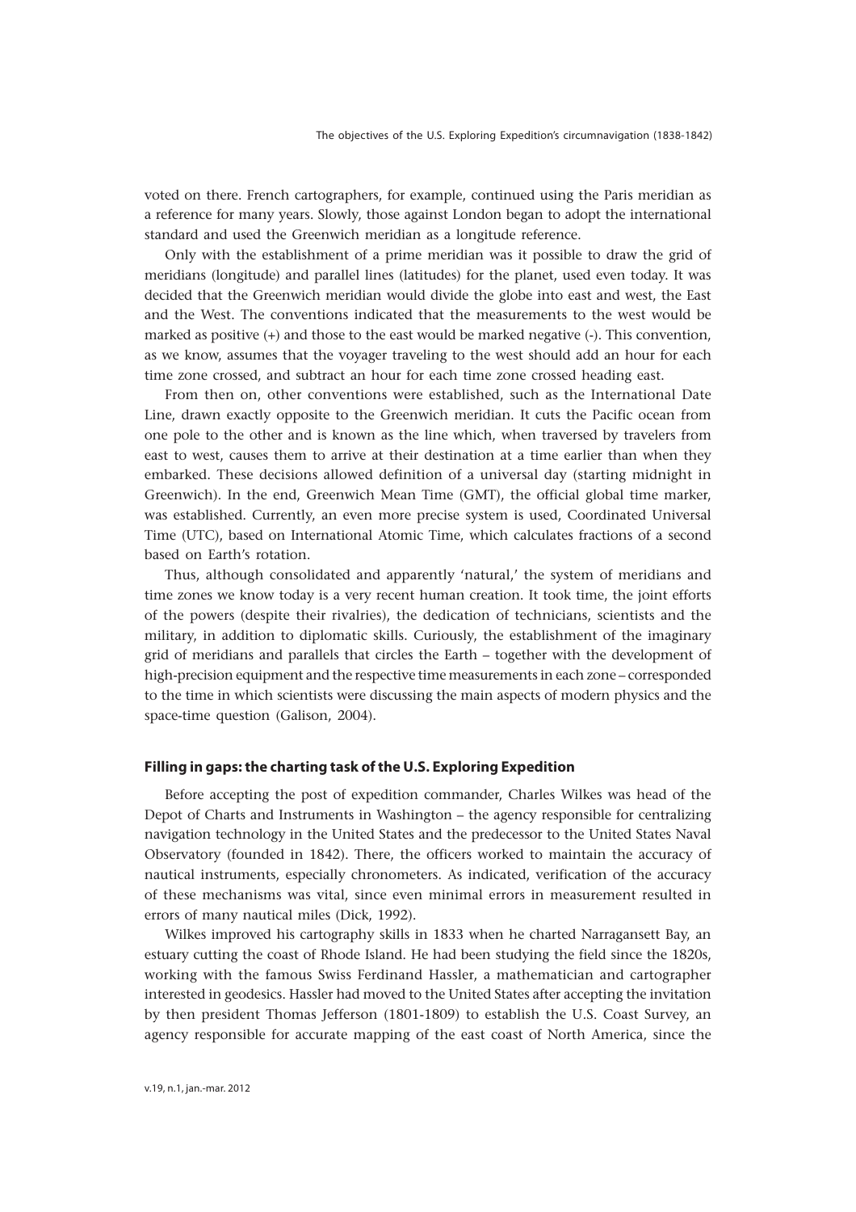voted on there. French cartographers, for example, continued using the Paris meridian as a reference for many years. Slowly, those against London began to adopt the international standard and used the Greenwich meridian as a longitude reference.

Only with the establishment of a prime meridian was it possible to draw the grid of meridians (longitude) and parallel lines (latitudes) for the planet, used even today. It was decided that the Greenwich meridian would divide the globe into east and west, the East and the West. The conventions indicated that the measurements to the west would be marked as positive (+) and those to the east would be marked negative (-). This convention, as we know, assumes that the voyager traveling to the west should add an hour for each time zone crossed, and subtract an hour for each time zone crossed heading east.

From then on, other conventions were established, such as the International Date Line, drawn exactly opposite to the Greenwich meridian. It cuts the Pacific ocean from one pole to the other and is known as the line which, when traversed by travelers from east to west, causes them to arrive at their destination at a time earlier than when they embarked. These decisions allowed definition of a universal day (starting midnight in Greenwich). In the end, Greenwich Mean Time (GMT), the official global time marker, was established. Currently, an even more precise system is used, Coordinated Universal Time (UTC), based on International Atomic Time, which calculates fractions of a second based on Earth's rotation.

Thus, although consolidated and apparently 'natural,' the system of meridians and time zones we know today is a very recent human creation. It took time, the joint efforts of the powers (despite their rivalries), the dedication of technicians, scientists and the military, in addition to diplomatic skills. Curiously, the establishment of the imaginary grid of meridians and parallels that circles the Earth – together with the development of high-precision equipment and the respective time measurements in each zone – corresponded to the time in which scientists were discussing the main aspects of modern physics and the space-time question (Galison, 2004).

## Filling in gaps: the charting task of the U.S. Exploring Expedition

Before accepting the post of expedition commander, Charles Wilkes was head of the Depot of Charts and Instruments in Washington – the agency responsible for centralizing navigation technology in the United States and the predecessor to the United States Naval Observatory (founded in 1842). There, the officers worked to maintain the accuracy of nautical instruments, especially chronometers. As indicated, verification of the accuracy of these mechanisms was vital, since even minimal errors in measurement resulted in errors of many nautical miles (Dick, 1992).

Wilkes improved his cartography skills in 1833 when he charted Narragansett Bay, an estuary cutting the coast of Rhode Island. He had been studying the field since the 1820s, working with the famous Swiss Ferdinand Hassler, a mathematician and cartographer interested in geodesics. Hassler had moved to the United States after accepting the invitation by then president Thomas Jefferson (1801-1809) to establish the U.S. Coast Survey, an agency responsible for accurate mapping of the east coast of North America, since the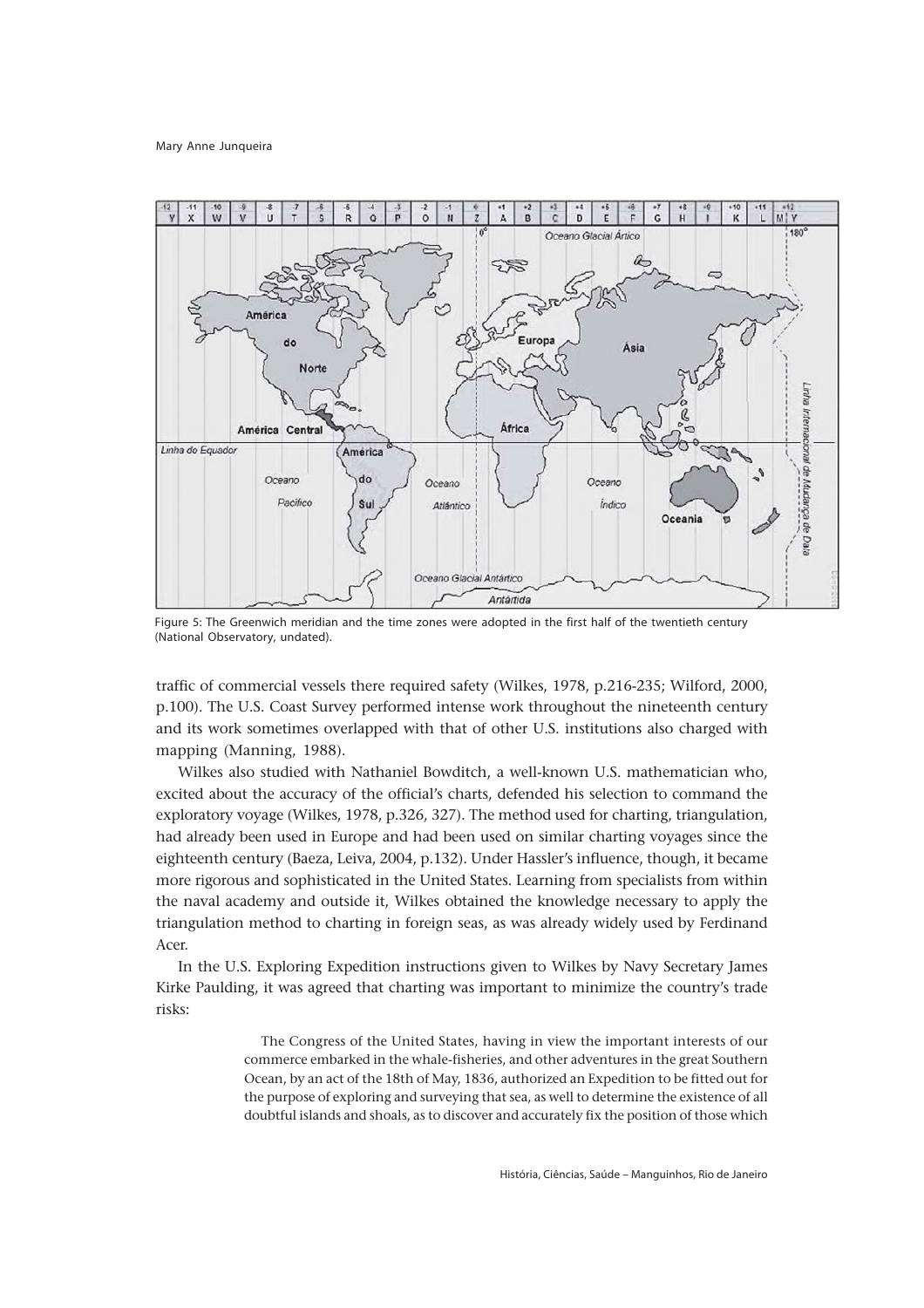Figure 5: The Greenwich meridian and the time zones were adopted in the first half of the twentieth century (National Observatory, undated).

traffic of commercial vessels there required safety (Wilkes, 1978, p.216-235; Wilford, 2000, p.100). The U.S. Coast Survey performed intense work throughout the nineteenth century and its work sometimes overlapped with that of other U.S. institutions also charged with mapping (Manning, 1988).

Wilkes also studied with Nathaniel Bowditch, a well-known U.S. mathematician who, excited about the accuracy of the official's charts, defended his selection to command the exploratory voyage (Wilkes, 1978, p.326, 327). The method used for charting, triangulation, had already been used in Europe and had been used on similar charting voyages since the eighteenth century (Baeza, Leiva, 2004, p.132). Under Hassler's influence, though, it became more rigorous and sophisticated in the United States. Learning from specialists from within the naval academy and outside it, Wilkes obtained the knowledge necessary to apply the triangulation method to charting in foreign seas, as was already widely used by Ferdinand Acer.

In the U.S. Exploring Expedition instructions given to Wilkes by Navy Secretary James Kirke Paulding, it was agreed that charting was important to minimize the country's trade risks:

> The Congress of the United States, having in view the important interests of our commerce embarked in the whale-fisheries, and other adventures in the great Southern Ocean, by an act of the 18th of May, 1836, authorized an Expedition to be fitted out for the purpose of exploring and surveying that sea, as well to determine the existence of all doubtful islands and shoals, as to discover and accurately fix the position of those which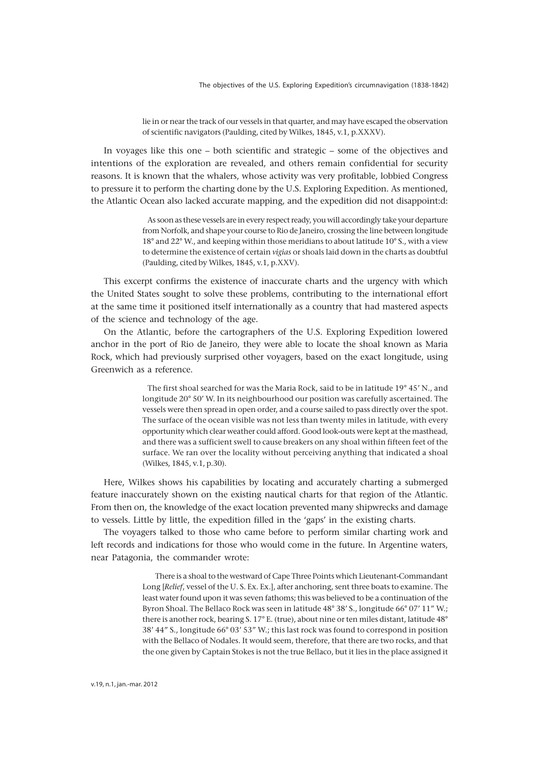> lie in or near the track of our vessels in that quarter, and may have escaped the observation of scientific navigators (Paulding, cited by Wilkes, 1845, v.1, p.XXXV).

In voyages like this one – both scientific and strategic – some of the objectives and intentions of the exploration are revealed, and others remain confidential for security reasons. It is known that the whalers, whose activity was very profitable, lobbied Congress to pressure it to perform the charting done by the U.S. Exploring Expedition. As mentioned, the Atlantic Ocean also lacked accurate mapping, and the expedition did not disappoint:d:

> As soon as these vessels are in every respect ready, you will accordingly take your departure from Norfolk, and shape your course to Rio de Janeiro, crossing the line between longitude 18° and 22° W., and keeping within those meridians to about latitude 10° S., with a view to determine the existence of certain *vigias* or shoals laid down in the charts as doubtful (Paulding, cited by Wilkes, 1845, v.1, p.XXV).

This excerpt confirms the existence of inaccurate charts and the urgency with which the United States sought to solve these problems, contributing to the international effort at the same time it positioned itself internationally as a country that had mastered aspects of the science and technology of the age.

On the Atlantic, before the cartographers of the U.S. Exploring Expedition lowered anchor in the port of Rio de Janeiro, they were able to locate the shoal known as Maria Rock, which had previously surprised other voyagers, based on the exact longitude, using Greenwich as a reference.

> The first shoal searched for was the Maria Rock, said to be in latitude 19° 45′ N., and longitude 20° 50′ W. In its neighbourhood our position was carefully ascertained. The vessels were then spread in open order, and a course sailed to pass directly over the spot. The surface of the ocean visible was not less than twenty miles in latitude, with every opportunity which clear weather could afford. Good look-outs were kept at the masthead, and there was a sufficient swell to cause breakers on any shoal within fifteen feet of the surface. We ran over the locality without perceiving anything that indicated a shoal (Wilkes, 1845, v.1, p.30).

Here, Wilkes shows his capabilities by locating and accurately charting a submerged feature inaccurately shown on the existing nautical charts for that region of the Atlantic. From then on, the knowledge of the exact location prevented many shipwrecks and damage to vessels. Little by little, the expedition filled in the 'gaps' in the existing charts.

The voyagers talked to those who came before to perform similar charting work and left records and indications for those who would come in the future. In Argentine waters, near Patagonia, the commander wrote:

> There is a shoal to the westward of Cape Three Points which Lieutenant-Commandant Long [*Relief*, vessel of the U. S. Ex. Ex.], after anchoring, sent three boats to examine. The least water found upon it was seven fathoms; this was believed to be a continuation of the Byron Shoal. The Bellaco Rock was seen in latitude 48° 38′ S., longitude 66° 07′ 11″ W.; there is another rock, bearing S. 17° E. (true), about nine or ten miles distant, latitude 48° 38′ 44″ S., longitude 66° 03′ 53″ W.; this last rock was found to correspond in position with the Bellaco of Nodales. It would seem, therefore, that there are two rocks, and that the one given by Captain Stokes is not the true Bellaco, but it lies in the place assigned it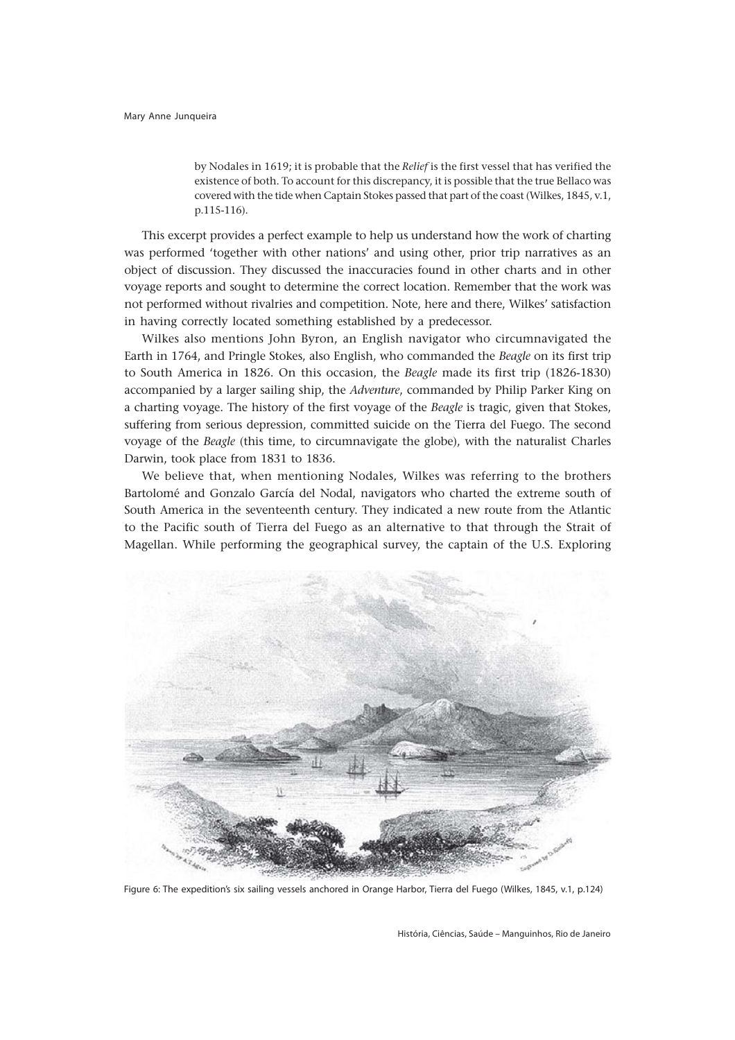> by Nodales in 1619; it is probable that the *Relief* is the first vessel that has verified the existence of both. To account for this discrepancy, it is possible that the true Bellaco was covered with the tide when Captain Stokes passed that part of the coast (Wilkes, 1845, v.1, p.115-116).

This excerpt provides a perfect example to help us understand how the work of charting was performed 'together with other nations' and using other, prior trip narratives as an object of discussion. They discussed the inaccuracies found in other charts and in other voyage reports and sought to determine the correct location. Remember that the work was not performed without rivalries and competition. Note, here and there, Wilkes' satisfaction in having correctly located something established by a predecessor.

Wilkes also mentions John Byron, an English navigator who circumnavigated the Earth in 1764, and Pringle Stokes, also English, who commanded the *Beagle* on its first trip to South America in 1826. On this occasion, the *Beagle* made its first trip (1826-1830) accompanied by a larger sailing ship, the *Adventure*, commanded by Philip Parker King on a charting voyage. The history of the first voyage of the *Beagle* is tragic, given that Stokes, suffering from serious depression, committed suicide on the Tierra del Fuego. The second voyage of the *Beagle* (this time, to circumnavigate the globe), with the naturalist Charles Darwin, took place from 1831 to 1836.

We believe that, when mentioning Nodales, Wilkes was referring to the brothers Bartolomé and Gonzalo García del Nodal, navigators who charted the extreme south of South America in the seventeenth century. They indicated a new route from the Atlantic to the Pacific south of Tierra del Fuego as an alternative to that through the Strait of Magellan. While performing the geographical survey, the captain of the U.S. Exploring

Figure 6: The expedition's six sailing vessels anchored in Orange Harbor, Tierra del Fuego (Wilkes, 1845, v.1, p.124)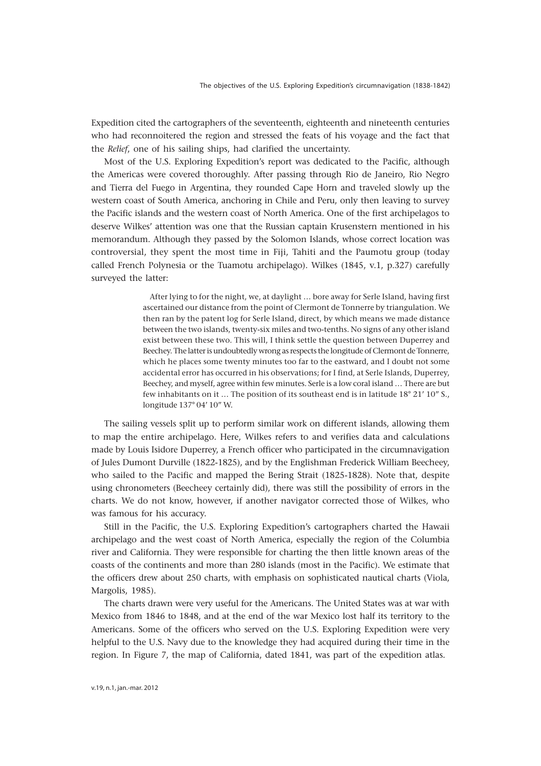Expedition cited the cartographers of the seventeenth, eighteenth and nineteenth centuries who had reconnoitered the region and stressed the feats of his voyage and the fact that the *Relief*, one of his sailing ships, had clarified the uncertainty.

Most of the U.S. Exploring Expedition's report was dedicated to the Pacific, although the Americas were covered thoroughly. After passing through Rio de Janeiro, Rio Negro and Tierra del Fuego in Argentina, they rounded Cape Horn and traveled slowly up the western coast of South America, anchoring in Chile and Peru, only then leaving to survey the Pacific islands and the western coast of North America. One of the first archipelagos to deserve Wilkes' attention was one that the Russian captain Krusenstern mentioned in his memorandum. Although they passed by the Solomon Islands, whose correct location was controversial, they spent the most time in Fiji, Tahiti and the Paumotu group (today called French Polynesia or the Tuamotu archipelago). Wilkes (1845, v.1, p.327) carefully surveyed the latter:

> After lying to for the night, we, at daylight … bore away for Serle Island, having first ascertained our distance from the point of Clermont de Tonnerre by triangulation. We then ran by the patent log for Serle Island, direct, by which means we made distance between the two islands, twenty-six miles and two-tenths. No signs of any other island exist between these two. This will, I think settle the question between Duperrey and Beechey. The latter is undoubtedly wrong as respects the longitude of Clermont de Tonnerre, which he places some twenty minutes too far to the eastward, and I doubt not some accidental error has occurred in his observations; for I find, at Serle Islands, Duperrey, Beechey, and myself, agree within few minutes. Serle is a low coral island … There are but few inhabitants on it … The position of its southeast end is in latitude 18° 21′ 10″ S., longitude 137° 04′ 10″ W.

The sailing vessels split up to perform similar work on different islands, allowing them to map the entire archipelago. Here, Wilkes refers to and verifies data and calculations made by Louis Isidore Duperrey, a French officer who participated in the circumnavigation of Jules Dumont Durville (1822-1825), and by the Englishman Frederick William Beecheey, who sailed to the Pacific and mapped the Bering Strait (1825-1828). Note that, despite using chronometers (Beecheey certainly did), there was still the possibility of errors in the charts. We do not know, however, if another navigator corrected those of Wilkes, who was famous for his accuracy.

Still in the Pacific, the U.S. Exploring Expedition's cartographers charted the Hawaii archipelago and the west coast of North America, especially the region of the Columbia river and California. They were responsible for charting the then little known areas of the coasts of the continents and more than 280 islands (most in the Pacific). We estimate that the officers drew about 250 charts, with emphasis on sophisticated nautical charts (Viola, Margolis, 1985).

The charts drawn were very useful for the Americans. The United States was at war with Mexico from 1846 to 1848, and at the end of the war Mexico lost half its territory to the Americans. Some of the officers who served on the U.S. Exploring Expedition were very helpful to the U.S. Navy due to the knowledge they had acquired during their time in the region. In Figure 7, the map of California, dated 1841, was part of the expedition atlas.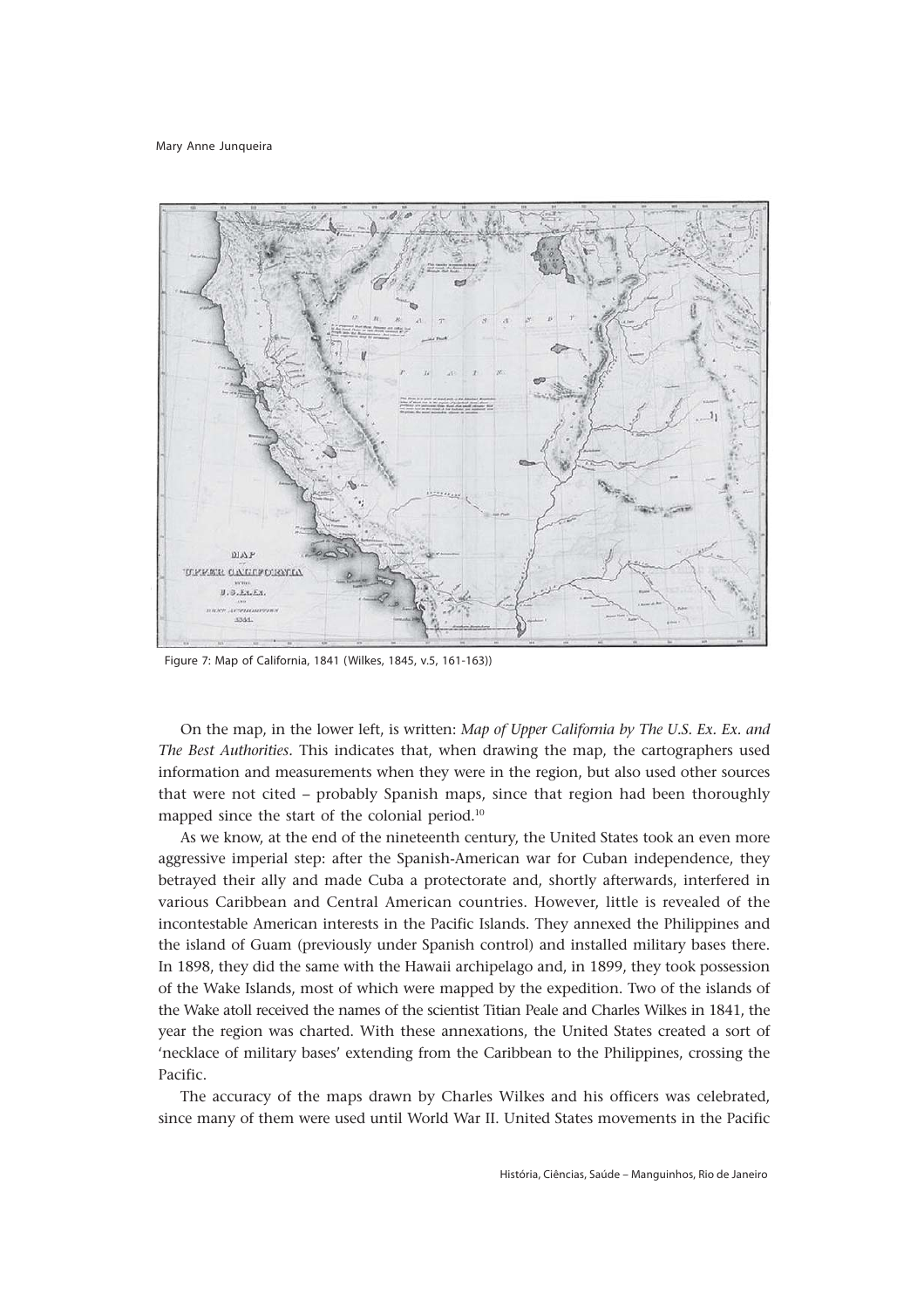Figure 7: Map of California, 1841 (Wilkes, 1845, v.5, 161-163))

On the map, in the lower left, is written: *Map of Upper California by The U.S. Ex. Ex. and The Best Authorities*. This indicates that, when drawing the map, the cartographers used information and measurements when they were in the region, but also used other sources that were not cited – probably Spanish maps, since that region had been thoroughly mapped since the start of the colonial period.[10]

As we know, at the end of the nineteenth century, the United States took an even more aggressive imperial step: after the Spanish-American war for Cuban independence, they betrayed their ally and made Cuba a protectorate and, shortly afterwards, interfered in various Caribbean and Central American countries. However, little is revealed of the incontestable American interests in the Pacific Islands. They annexed the Philippines and the island of Guam (previously under Spanish control) and installed military bases there. In 1898, they did the same with the Hawaii archipelago and, in 1899, they took possession of the Wake Islands, most of which were mapped by the expedition. Two of the islands of the Wake atoll received the names of the scientist Titian Peale and Charles Wilkes in 1841, the year the region was charted. With these annexations, the United States created a sort of 'necklace of military bases' extending from the Caribbean to the Philippines, crossing the Pacific.

The accuracy of the maps drawn by Charles Wilkes and his officers was celebrated, since many of them were used until World War II. United States movements in the Pacific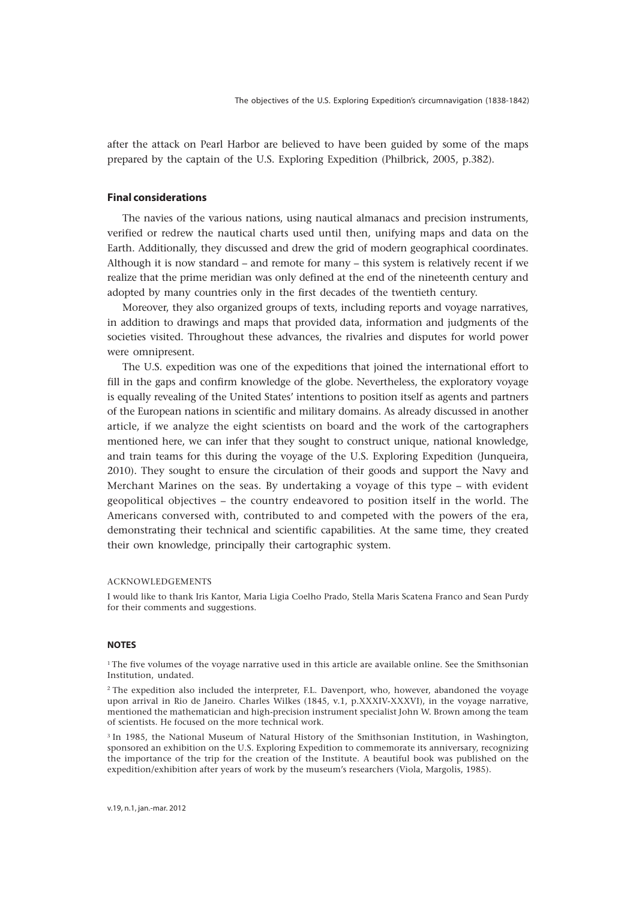after the attack on Pearl Harbor are believed to have been guided by some of the maps prepared by the captain of the U.S. Exploring Expedition (Philbrick, 2005, p.382).

## Final considerations

The navies of the various nations, using nautical almanacs and precision instruments, verified or redrew the nautical charts used until then, unifying maps and data on the Earth. Additionally, they discussed and drew the grid of modern geographical coordinates. Although it is now standard – and remote for many – this system is relatively recent if we realize that the prime meridian was only defined at the end of the nineteenth century and adopted by many countries only in the first decades of the twentieth century.

Moreover, they also organized groups of texts, including reports and voyage narratives, in addition to drawings and maps that provided data, information and judgments of the societies visited. Throughout these advances, the rivalries and disputes for world power were omnipresent.

The U.S. expedition was one of the expeditions that joined the international effort to fill in the gaps and confirm knowledge of the globe. Nevertheless, the exploratory voyage is equally revealing of the United States' intentions to position itself as agents and partners of the European nations in scientific and military domains. As already discussed in another article, if we analyze the eight scientists on board and the work of the cartographers mentioned here, we can infer that they sought to construct unique, national knowledge, and train teams for this during the voyage of the U.S. Exploring Expedition (Junqueira, 2010). They sought to ensure the circulation of their goods and support the Navy and Merchant Marines on the seas. By undertaking a voyage of this type – with evident geopolitical objectives – the country endeavored to position itself in the world. The Americans conversed with, contributed to and competed with the powers of the era, demonstrating their technical and scientific capabilities. At the same time, they created their own knowledge, principally their cartographic system.

ACKNOWLEDGEMENTS

I would like to thank Iris Kantor, Maria Ligia Coelho Prado, Stella Maris Scatena Franco and Sean Purdy for their comments and suggestions.

## NOTES

[1] The five volumes of the voyage narrative used in this article are available online. See the Smithsonian Institution, undated.

[2] The expedition also included the interpreter, F.L. Davenport, who, however, abandoned the voyage upon arrival in Rio de Janeiro. Charles Wilkes (1845, v.1, p.XXXIV-XXXVI), in the voyage narrative, mentioned the mathematician and high-precision instrument specialist John W. Brown among the team of scientists. He focused on the more technical work.

[3] In 1985, the National Museum of Natural History of the Smithsonian Institution, in Washington, sponsored an exhibition on the U.S. Exploring Expedition to commemorate its anniversary, recognizing the importance of the trip for the creation of the Institute. A beautiful book was published on the expedition/exhibition after years of work by the museum's researchers (Viola, Margolis, 1985).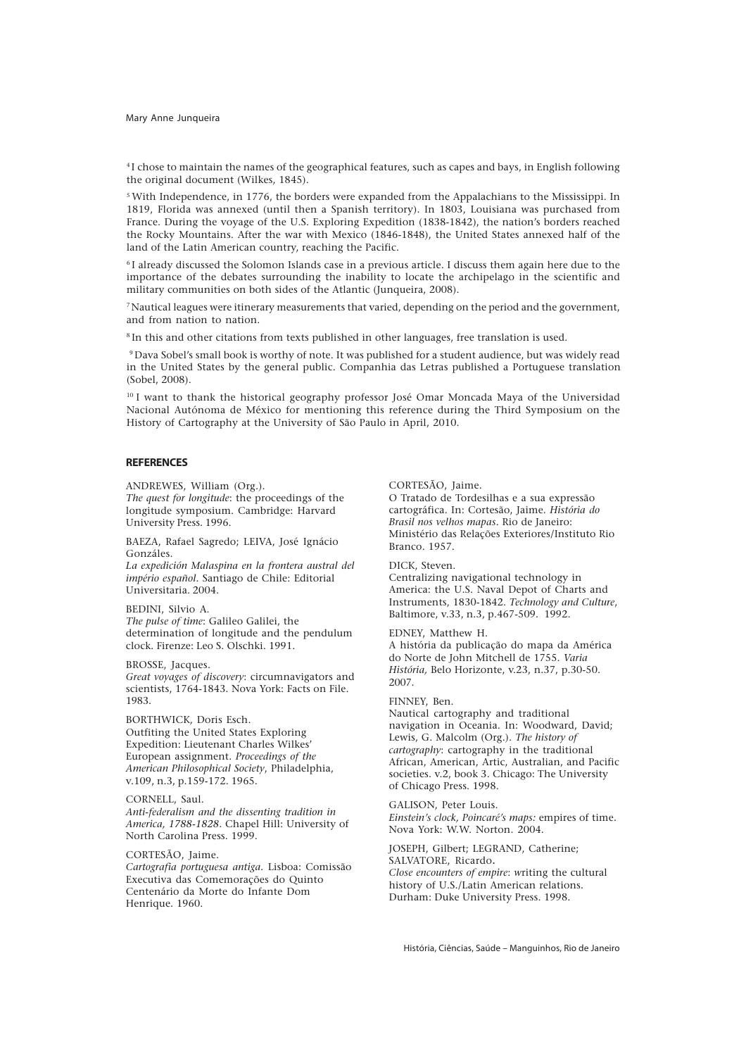[4] I chose to maintain the names of the geographical features, such as capes and bays, in English following the original document (Wilkes, 1845).

[5] With Independence, in 1776, the borders were expanded from the Appalachians to the Mississippi. In 1819, Florida was annexed (until then a Spanish territory). In 1803, Louisiana was purchased from France. During the voyage of the U.S. Exploring Expedition (1838-1842), the nation's borders reached the Rocky Mountains. After the war with Mexico (1846-1848), the United States annexed half of the land of the Latin American country, reaching the Pacific.

[6] I already discussed the Solomon Islands case in a previous article. I discuss them again here due to the importance of the debates surrounding the inability to locate the archipelago in the scientific and military communities on both sides of the Atlantic (Junqueira, 2008).

[7] Nautical leagues were itinerary measurements that varied, depending on the period and the government, and from nation to nation.

[8] In this and other citations from texts published in other languages, free translation is used.

[9] Dava Sobel's small book is worthy of note. It was published for a student audience, but was widely read in the United States by the general public. Companhia das Letras published a Portuguese translation (Sobel, 2008).

[10] I want to thank the historical geography professor José Omar Moncada Maya of the Universidad Nacional Autónoma de México for mentioning this reference during the Third Symposium on the History of Cartography at the University of São Paulo in April, 2010.

## REFERENCES

ANDREWES, William (Org.).
*The quest for longitude*: the proceedings of the longitude symposium. Cambridge: Harvard University Press. 1996.

BAEZA, Rafael Sagredo; LEIVA, José Ignácio Gonzáles.
*La expedición Malaspina en la frontera austral del império español*. Santiago de Chile: Editorial Universitaria. 2004.

BEDINI, Silvio A.
*The pulse of time*: Galileo Galilei, the determination of longitude and the pendulum clock. Firenze: Leo S. Olschki. 1991.

BROSSE, Jacques.
*Great voyages of discovery*: circumnavigators and scientists, 1764-1843. Nova York: Facts on File. 1983.

BORTHWICK, Doris Esch.
Outfiting the United States Exploring Expedition: Lieutenant Charles Wilkes' European assignment. *Proceedings of the American Philosophical Society*, Philadelphia, v.109, n.3, p.159-172. 1965.

CORNELL, Saul.
*Anti-federalism and the dissenting tradition in America, 1788-1828*. Chapel Hill: University of North Carolina Press. 1999.

CORTESÃO, Jaime.
*Cartografia portuguesa antiga*. Lisboa: Comissão Executiva das Comemorações do Quinto Centenário da Morte do Infante Dom Henrique. 1960.

CORTESÃO, Jaime.
O Tratado de Tordesilhas e a sua expressão cartográfica. In: Cortesão, Jaime. *História do Brasil nos velhos mapas*. Rio de Janeiro: Ministério das Relações Exteriores/Instituto Rio Branco. 1957.

DICK, Steven.
Centralizing navigational technology in America: the U.S. Naval Depot of Charts and Instruments, 1830-1842. *Technology and Culture*, Baltimore, v.33, n.3, p.467-509. 1992.

EDNEY, Matthew H.
A história da publicação do mapa da América do Norte de John Mitchell de 1755. *Varia História,* Belo Horizonte, v.23, n.37, p.30-50. 2007.

FINNEY, Ben.
Nautical cartography and traditional navigation in Oceania. In: Woodward, David; Lewis, G. Malcolm (Org.). *The history of cartography*: cartography in the traditional African, American, Artic, Australian, and Pacific societies. v.2, book 3. Chicago: The University of Chicago Press. 1998.

GALISON, Peter Louis.
*Einstein's clock, Poincaré's maps:* empires of time. Nova York: W.W. Norton. 2004.

JOSEPH, Gilbert; LEGRAND, Catherine; SALVATORE, Ricardo.
*Close encounters of empire*: writing the cultural history of U.S./Latin American relations. Durham: Duke University Press. 1998.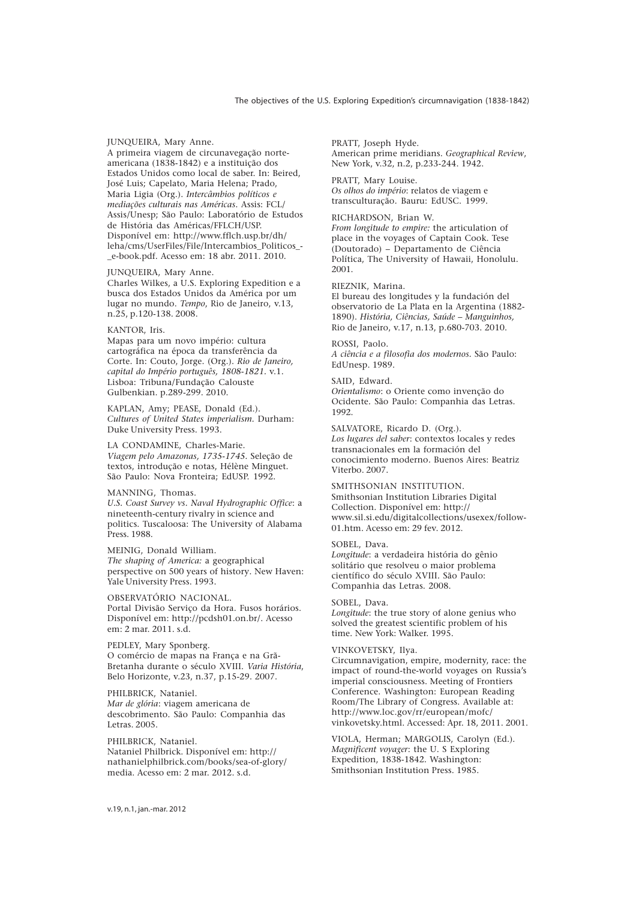JUNQUEIRA, Mary Anne.
A primeira viagem de circunavegação norte-americana (1838-1842) e a instituição dos Estados Unidos como local de saber. In: Beired, José Luis; Capelato, Maria Helena; Prado, Maria Ligia (Org.). *Intercâmbios políticos e mediações culturais nas Américas*. Assis: FCL/Assis/Unesp; São Paulo: Laboratório de Estudos de História das Américas/FFLCH/USP. Disponível em: http://www.fflch.usp.br/dh/leha/cms/UserFiles/File/Intercambios_Politicos_-_e-book.pdf. Acesso em: 18 abr. 2011. 2010.

JUNQUEIRA, Mary Anne.
Charles Wilkes, a U.S. Exploring Expedition e a busca dos Estados Unidos da América por um lugar no mundo. *Tempo*, Rio de Janeiro, v.13, n.25, p.120-138. 2008.

KANTOR, Iris.
Mapas para um novo império: cultura cartográfica na época da transferência da Corte. In: Couto, Jorge. (Org.). *Rio de Janeiro, capital do Império português, 1808-1821*. v.1. Lisboa: Tribuna/Fundação Calouste Gulbenkian. p.289-299. 2010.

KAPLAN, Amy; PEASE, Donald (Ed.).
*Cultures of United States imperialism*. Durham: Duke University Press. 1993.

LA CONDAMINE, Charles-Marie.
*Viagem pelo Amazonas, 1735-1745*. Seleção de textos, introdução e notas, Hélène Minguet. São Paulo: Nova Fronteira; EdUSP. 1992.

MANNING, Thomas.
*U.S. Coast Survey vs. Naval Hydrographic Office*: a nineteenth-century rivalry in science and politics. Tuscaloosa: The University of Alabama Press. 1988.

MEINIG, Donald William.
*The shaping of America:* a geographical perspective on 500 years of history. New Haven: Yale University Press. 1993.

OBSERVATÓRIO NACIONAL.
Portal Divisão Serviço da Hora. Fusos horários. Disponível em: http://pcdsh01.on.br/. Acesso em: 2 mar. 2011. s.d.

PEDLEY, Mary Sponberg.
O comércio de mapas na França e na Grã-Bretanha durante o século XVIII. *Varia História*, Belo Horizonte, v.23, n.37, p.15-29. 2007.

PHILBRICK, Nataniel.
*Mar de glória*: viagem americana de descobrimento. São Paulo: Companhia das Letras. 2005.

PHILBRICK, Nataniel.
Nataniel Philbrick. Disponível em: http://nathanielphilbrick.com/books/sea-of-glory/media. Acesso em: 2 mar. 2012. s.d.

PRATT, Joseph Hyde.
American prime meridians. *Geographical Review*, New York, v.32, n.2, p.233-244. 1942.

PRATT, Mary Louise.
*Os olhos do império*: relatos de viagem e transculturação. Bauru: EdUSC. 1999.

RICHARDSON, Brian W.
*From longitude to empire:* the articulation of place in the voyages of Captain Cook. Tese (Doutorado) – Departamento de Ciência Política, The University of Hawaii, Honolulu. 2001.

RIEZNIK, Marina.
El bureau des longitudes y la fundación del observatorio de La Plata en la Argentina (1882-1890). *História, Ciências, Saúde – Manguinhos*, Rio de Janeiro, v.17, n.13, p.680-703. 2010.

ROSSI, Paolo.
*A ciência e a filosofia dos modernos*. São Paulo: EdUnesp. 1989.

SAID, Edward.
*Orientalismo*: o Oriente como invenção do Ocidente. São Paulo: Companhia das Letras. 1992.

SALVATORE, Ricardo D. (Org.).
*Los lugares del saber*: contextos locales y redes transnacionales em la formación del conocimiento moderno. Buenos Aires: Beatriz Viterbo. 2007.

SMITHSONIAN INSTITUTION.
Smithsonian Institution Libraries Digital Collection. Disponível em: http://www.sil.si.edu/digitalcollections/usexex/follow-01.htm. Acesso em: 29 fev. 2012.

SOBEL, Dava.
*Longitude*: a verdadeira história do gênio solitário que resolveu o maior problema científico do século XVIII. São Paulo: Companhia das Letras. 2008.

SOBEL, Dava.
*Longitude*: the true story of alone genius who solved the greatest scientific problem of his time. New York: Walker. 1995.

VINKOVETSKY, Ilya.
Circumnavigation, empire, modernity, race: the impact of round-the-world voyages on Russia's imperial consciousness. Meeting of Frontiers Conference. Washington: European Reading Room/The Library of Congress. Available at: http://www.loc.gov/rr/european/mofc/vinkovetsky.html. Accessed: Apr. 18, 2011. 2001.

VIOLA, Herman; MARGOLIS, Carolyn (Ed.).
*Magnificent voyager*: the U. S Exploring Expedition, 1838-1842. Washington: Smithsonian Institution Press. 1985.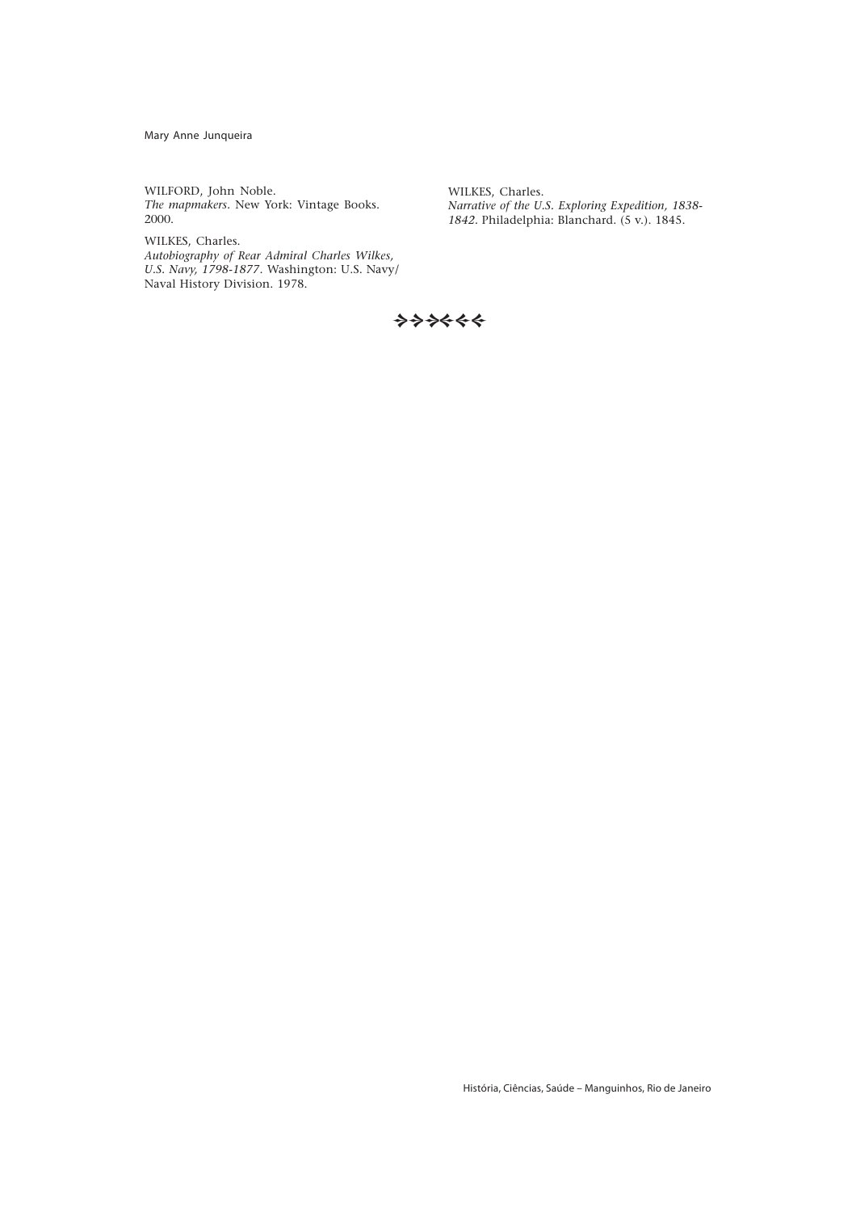WILFORD, John Noble.
*The mapmakers*. New York: Vintage Books. 2000.

WILKES, Charles.
*Autobiography of Rear Admiral Charles Wilkes, U.S. Navy, 1798-1877*. Washington: U.S. Navy/ Naval History Division. 1978.

WILKES, Charles.
*Narrative of the U.S. Exploring Expedition, 1838-1842*. Philadelphia: Blanchard. (5 v.). 1845.